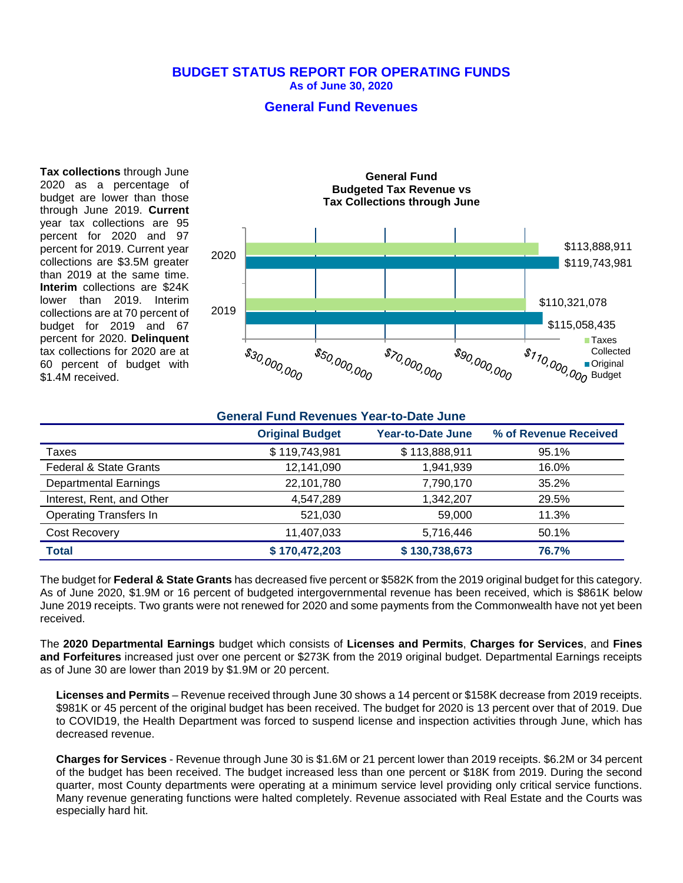# BUDGET STATUS REPORT FOR OPERATING FUNDS

**As of June 30, 2020**

## General Fund Revenues

**Tax collections** through June 2020 as a percentage of budget are lower than those through June 2019. **Current** year tax collections are 95 percent for 2020 and 97 percent for 2019. Current year collections are $3.5M greater than 2019 at the same time. **Interim** collections are $24K lower than 2019. Interim collections are at 70 percent of budget for 2019 and 67 percent for 2020. **Delinquent** tax collections for 2020 are at 60 percent of budget with $1.4M received.

**General Fund Budgeted Tax Revenue vs Tax Collections through June**

| | Taxes Collected | Original Budget |
|---|---|---|
| 2020 | $113,888,911 | $119,743,981 |
| 2019 | $110,321,078 | $115,058,435 |

### General Fund Revenues Year-to-Date June

| | Original Budget | Year-to-Date June | % of Revenue Received |
|---|---|---|---|
| Taxes | $ 119,743,981 | $ 113,888,911 | 95.1% |
| Federal & State Grants | 12,141,090 | 1,941,939 | 16.0% |
| Departmental Earnings | 22,101,780 | 7,790,170 | 35.2% |
| Interest, Rent, and Other | 4,547,289 | 1,342,207 | 29.5% |
| Operating Transfers In | 521,030 | 59,000 | 11.3% |
| Cost Recovery | 11,407,033 | 5,716,446 | 50.1% |
| **Total** | **$ 170,472,203** | **$ 130,738,673** | **76.7%** |

The budget for **Federal & State Grants** has decreased five percent or $582K from the 2019 original budget for this category. As of June 2020, $1.9M or 16 percent of budgeted intergovernmental revenue has been received, which is $861K below June 2019 receipts. Two grants were not renewed for 2020 and some payments from the Commonwealth have not yet been received.

The **2020 Departmental Earnings** budget which consists of **Licenses and Permits**, **Charges for Services**, and **Fines and Forfeitures** increased just over one percent or $273K from the 2019 original budget. Departmental Earnings receipts as of June 30 are lower than 2019 by $1.9M or 20 percent.

**Licenses and Permits** – Revenue received through June 30 shows a 14 percent or $158K decrease from 2019 receipts. $981K or 45 percent of the original budget has been received. The budget for 2020 is 13 percent over that of 2019. Due to COVID19, the Health Department was forced to suspend license and inspection activities through June, which has decreased revenue.

**Charges for Services** - Revenue through June 30 is $1.6M or 21 percent lower than 2019 receipts. $6.2M or 34 percent of the budget has been received. The budget increased less than one percent or $18K from 2019. During the second quarter, most County departments were operating at a minimum service level providing only critical service functions. Many revenue generating functions were halted completely. Revenue associated with Real Estate and the Courts was especially hard hit.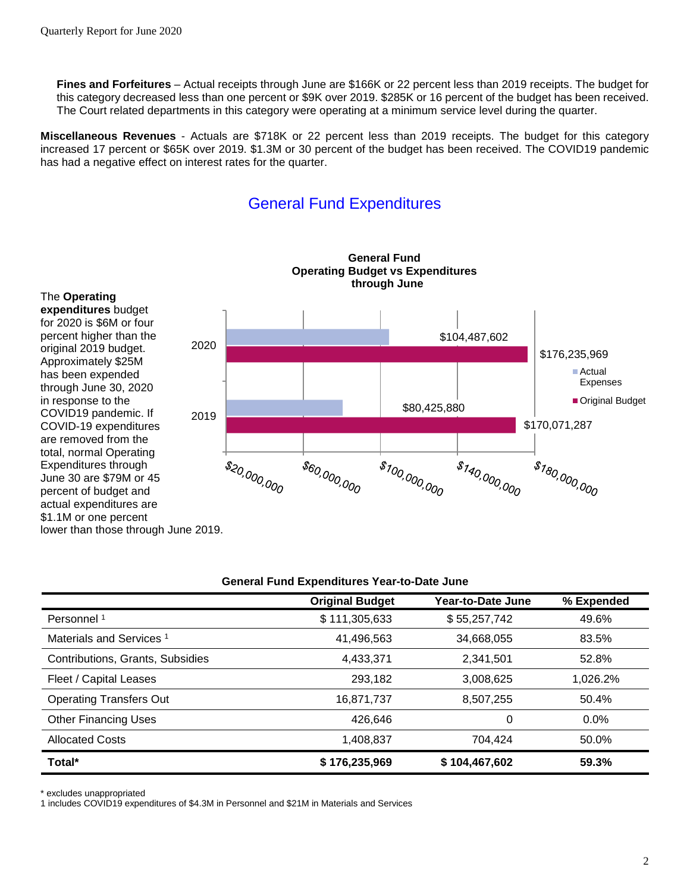**Fines and Forfeitures** – Actual receipts through June are $166K or 22 percent less than 2019 receipts. The budget for this category decreased less than one percent or $9K over 2019. $285K or 16 percent of the budget has been received. The Court related departments in this category were operating at a minimum service level during the quarter.

**Miscellaneous Revenues** - Actuals are $718K or 22 percent less than 2019 receipts. The budget for this category increased 17 percent or $65K over 2019. $1.3M or 30 percent of the budget has been received. The COVID19 pandemic has had a negative effect on interest rates for the quarter.

## General Fund Expenditures

The **Operating expenditures** budget for 2020 is $6M or four percent higher than the original 2019 budget. Approximately $25M has been expended through June 30, 2020 in response to the COVID19 pandemic. If COVID-19 expenditures are removed from the total, normal Operating Expenditures through June 30 are $79M or 45 percent of budget and actual expenditures are $1.1M or one percent lower than those through June 2019.

**General Fund Operating Budget vs Expenditures through June**

| Year | Actual Expenses | Original Budget |
|---|---|---|
| 2020 | $104,487,602 | $176,235,969 |
| 2019 | $80,425,880 | $170,071,287 |

**General Fund Expenditures Year-to-Date June**

| | Original Budget | Year-to-Date June | % Expended |
|---|---|---|---|
| Personnel [1] | $ 111,305,633 | $ 55,257,742 | 49.6% |
| Materials and Services [1] | 41,496,563 | 34,668,055 | 83.5% |
| Contributions, Grants, Subsidies | 4,433,371 | 2,341,501 | 52.8% |
| Fleet / Capital Leases | 293,182 | 3,008,625 | 1,026.2% |
| Operating Transfers Out | 16,871,737 | 8,507,255 | 50.4% |
| Other Financing Uses | 426,646 | 0 | 0.0% |
| Allocated Costs | 1,408,837 | 704,424 | 50.0% |
| **Total*** | **$ 176,235,969** | **$ 104,467,602** | **59.3%** |

* excludes unappropriated

1 includes COVID19 expenditures of $4.3M in Personnel and $21M in Materials and Services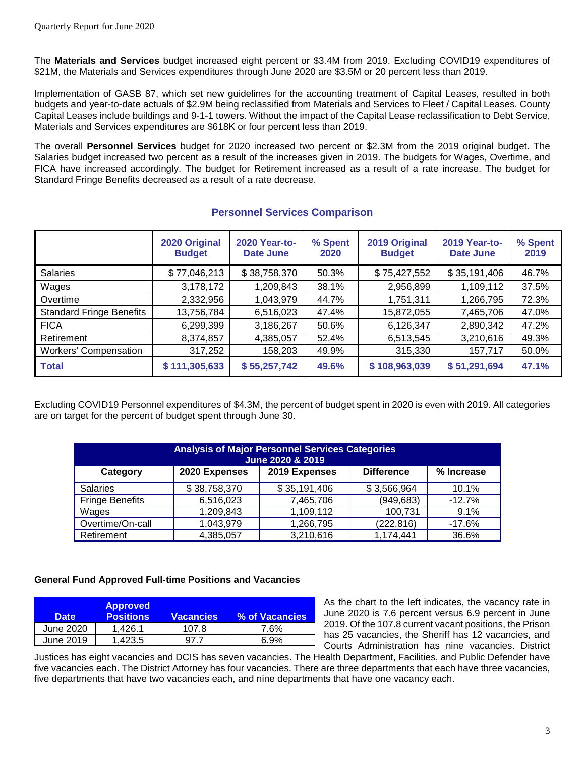The **Materials and Services** budget increased eight percent or $3.4M from 2019. Excluding COVID19 expenditures of $21M, the Materials and Services expenditures through June 2020 are $3.5M or 20 percent less than 2019.

Implementation of GASB 87, which set new guidelines for the accounting treatment of Capital Leases, resulted in both budgets and year-to-date actuals of $2.9M being reclassified from Materials and Services to Fleet / Capital Leases. County Capital Leases include buildings and 9-1-1 towers. Without the impact of the Capital Lease reclassification to Debt Service, Materials and Services expenditures are $618K or four percent less than 2019.

The overall **Personnel Services** budget for 2020 increased two percent or $2.3M from the 2019 original budget. The Salaries budget increased two percent as a result of the increases given in 2019. The budgets for Wages, Overtime, and FICA have increased accordingly. The budget for Retirement increased as a result of a rate increase. The budget for Standard Fringe Benefits decreased as a result of a rate decrease.

## Personnel Services Comparison

| | 2020 Original Budget | 2020 Year-to-Date June | % Spent 2020 | 2019 Original Budget | 2019 Year-to-Date June | % Spent 2019 |
|---|---|---|---|---|---|---|
| Salaries | $ 77,046,213 | $ 38,758,370 | 50.3% | $ 75,427,552 | $ 35,191,406 | 46.7% |
| Wages | 3,178,172 | 1,209,843 | 38.1% | 2,956,899 | 1,109,112 | 37.5% |
| Overtime | 2,332,956 | 1,043,979 | 44.7% | 1,751,311 | 1,266,795 | 72.3% |
| Standard Fringe Benefits | 13,756,784 | 6,516,023 | 47.4% | 15,872,055 | 7,465,706 | 47.0% |
| FICA | 6,299,399 | 3,186,267 | 50.6% | 6,126,347 | 2,890,342 | 47.2% |
| Retirement | 8,374,857 | 4,385,057 | 52.4% | 6,513,545 | 3,210,616 | 49.3% |
| Workers' Compensation | 317,252 | 158,203 | 49.9% | 315,330 | 157,717 | 50.0% |
| **Total** | **$ 111,305,633** | **$ 55,257,742** | **49.6%** | **$ 108,963,039** | **$ 51,291,694** | **47.1%** |

Excluding COVID19 Personnel expenditures of $4.3M, the percent of budget spent in 2020 is even with 2019. All categories are on target for the percent of budget spent through June 30.

| Analysis of Major Personnel Services Categories June 2020 & 2019 | | | | |
|---|---|---|---|---|
| **Category** | **2020 Expenses** | **2019 Expenses** | **Difference** | **% Increase** |
| Salaries | $ 38,758,370 | $ 35,191,406 | $ 3,566,964 | 10.1% |
| Fringe Benefits | 6,516,023 | 7,465,706 | (949,683) | -12.7% |
| Wages | 1,209,843 | 1,109,112 | 100,731 | 9.1% |
| Overtime/On-call | 1,043,979 | 1,266,795 | (222,816) | -17.6% |
| Retirement | 4,385,057 | 3,210,616 | 1,174,441 | 36.6% |

### General Fund Approved Full-time Positions and Vacancies

| Date | Approved Positions | Vacancies | % of Vacancies |
|---|---|---|---|
| June 2020 | 1,426.1 | 107.8 | 7.6% |
| June 2019 | 1,423.5 | 97.7 | 6.9% |

As the chart to the left indicates, the vacancy rate in June 2020 is 7.6 percent versus 6.9 percent in June 2019. Of the 107.8 current vacant positions, the Prison has 25 vacancies, the Sheriff has 12 vacancies, and Courts Administration has nine vacancies. District Justices has eight vacancies and DCIS has seven vacancies. The Health Department, Facilities, and Public Defender have five vacancies each. The District Attorney has four vacancies. There are three departments that each have three vacancies, five departments that have two vacancies each, and nine departments that have one vacancy each.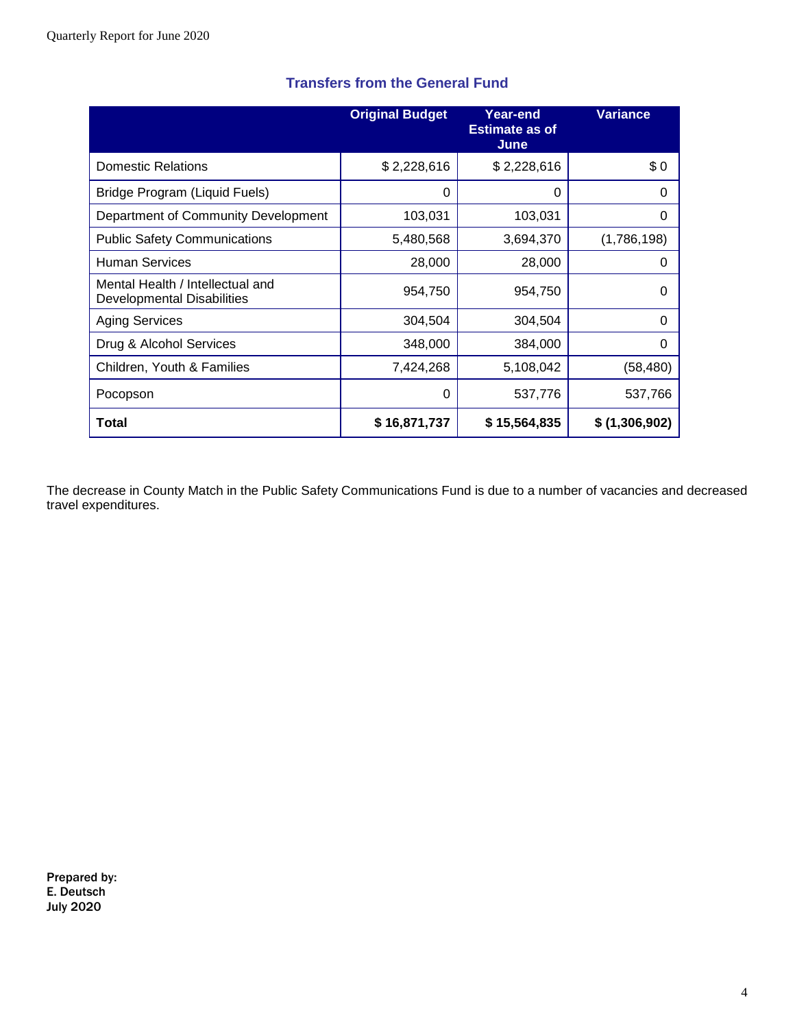## Transfers from the General Fund

| | Original Budget | Year-end Estimate as of June | Variance |
|---|---|---|---|
| Domestic Relations | $ 2,228,616 | $ 2,228,616 | $ 0 |
| Bridge Program (Liquid Fuels) | 0 | 0 | 0 |
| Department of Community Development | 103,031 | 103,031 | 0 |
| Public Safety Communications | 5,480,568 | 3,694,370 | (1,786,198) |
| Human Services | 28,000 | 28,000 | 0 |
| Mental Health / Intellectual and Developmental Disabilities | 954,750 | 954,750 | 0 |
| Aging Services | 304,504 | 304,504 | 0 |
| Drug & Alcohol Services | 348,000 | 384,000 | 0 |
| Children, Youth & Families | 7,424,268 | 5,108,042 | (58,480) |
| Pocopson | 0 | 537,776 | 537,766 |
| **Total** | **$ 16,871,737** | **$ 15,564,835** | **$ (1,306,902)** |

The decrease in County Match in the Public Safety Communications Fund is due to a number of vacancies and decreased travel expenditures.

**Prepared by:**
**E. Deutsch**
**July 2020**